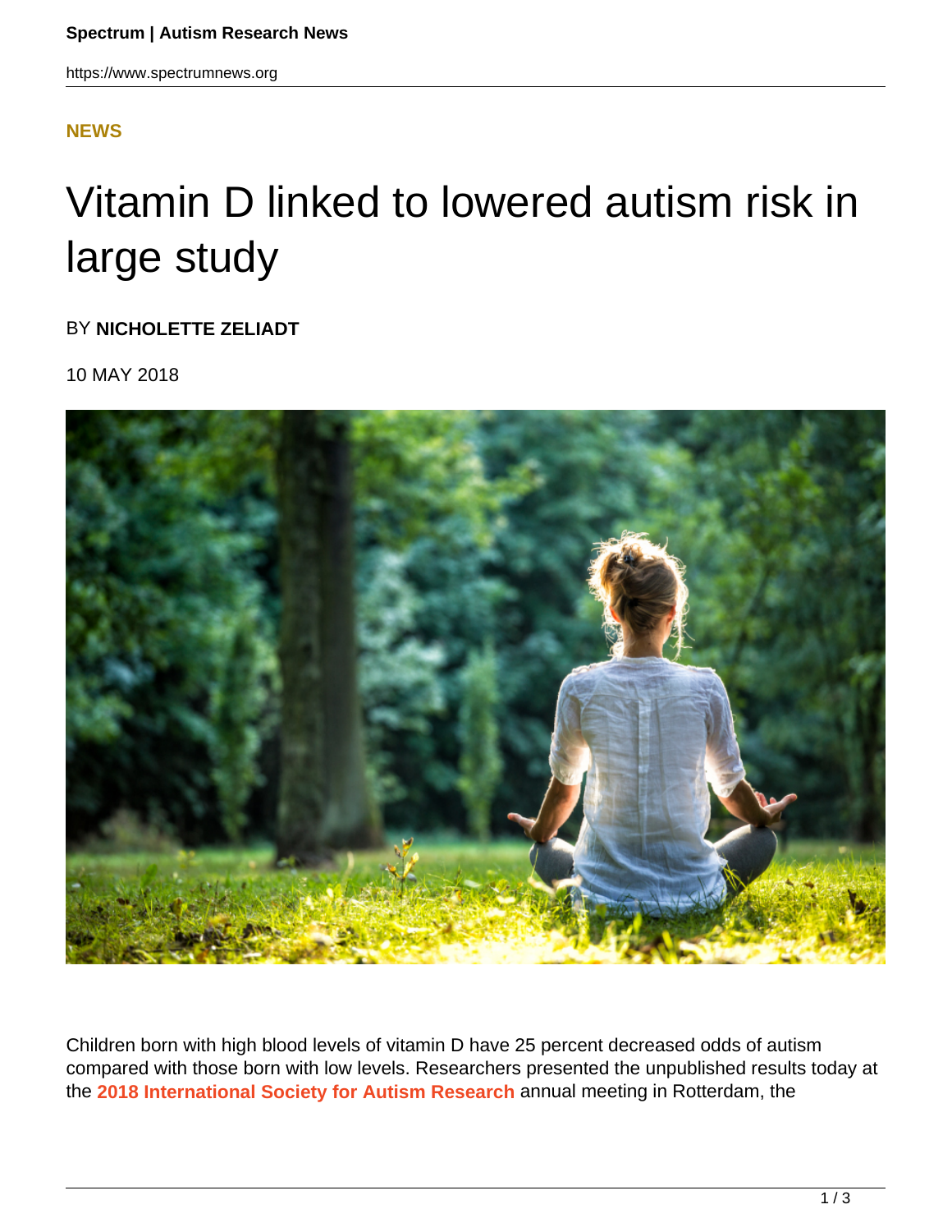**NEWS**

# Vitamin D linked to lowered autism risk in large study

BY **NICHOLETTE ZELIADT**

10 MAY 2018

Children born with high blood levels of vitamin D have 25 percent decreased odds of autism compared with those born with low levels. Researchers presented the unpublished results today at the **2018 International Society for Autism Research** annual meeting in Rotterdam, the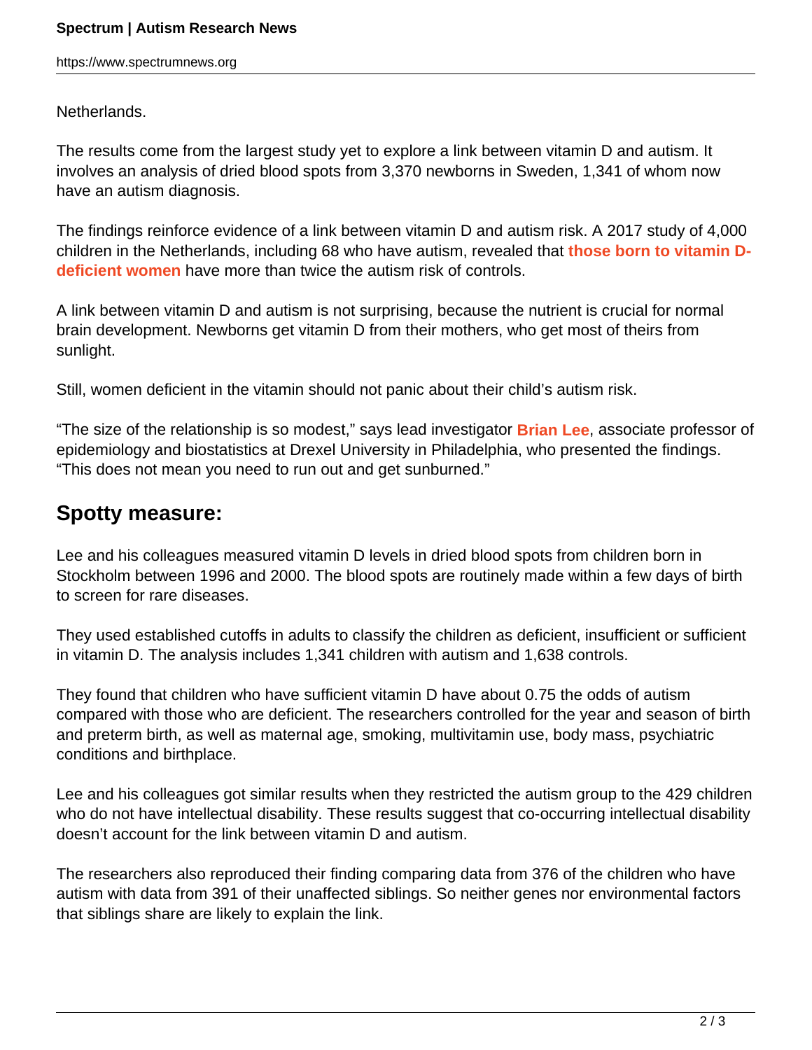Netherlands.

The results come from the largest study yet to explore a link between vitamin D and autism. It involves an analysis of dried blood spots from 3,370 newborns in Sweden, 1,341 of whom now have an autism diagnosis.

The findings reinforce evidence of a link between vitamin D and autism risk. A 2017 study of 4,000 children in the Netherlands, including 68 who have autism, revealed that **those born to vitamin D-deficient women** have more than twice the autism risk of controls.

A link between vitamin D and autism is not surprising, because the nutrient is crucial for normal brain development. Newborns get vitamin D from their mothers, who get most of theirs from sunlight.

Still, women deficient in the vitamin should not panic about their child's autism risk.

"The size of the relationship is so modest," says lead investigator **Brian Lee**, associate professor of epidemiology and biostatistics at Drexel University in Philadelphia, who presented the findings. "This does not mean you need to run out and get sunburned."

## Spotty measure:

Lee and his colleagues measured vitamin D levels in dried blood spots from children born in Stockholm between 1996 and 2000. The blood spots are routinely made within a few days of birth to screen for rare diseases.

They used established cutoffs in adults to classify the children as deficient, insufficient or sufficient in vitamin D. The analysis includes 1,341 children with autism and 1,638 controls.

They found that children who have sufficient vitamin D have about 0.75 the odds of autism compared with those who are deficient. The researchers controlled for the year and season of birth and preterm birth, as well as maternal age, smoking, multivitamin use, body mass, psychiatric conditions and birthplace.

Lee and his colleagues got similar results when they restricted the autism group to the 429 children who do not have intellectual disability. These results suggest that co-occurring intellectual disability doesn't account for the link between vitamin D and autism.

The researchers also reproduced their finding comparing data from 376 of the children who have autism with data from 391 of their unaffected siblings. So neither genes nor environmental factors that siblings share are likely to explain the link.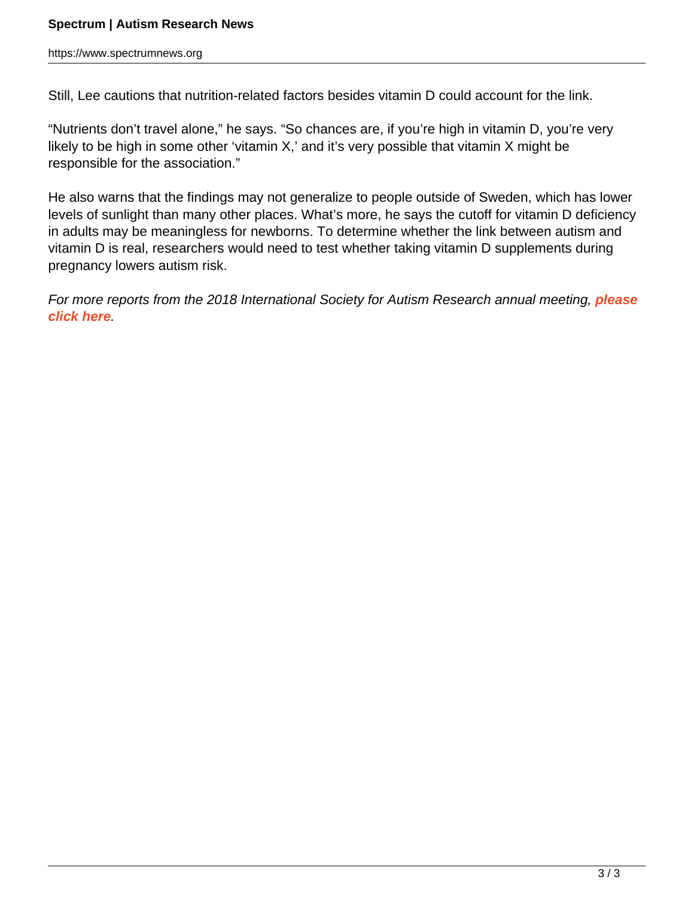Still, Lee cautions that nutrition-related factors besides vitamin D could account for the link.

“Nutrients don’t travel alone,” he says. “So chances are, if you’re high in vitamin D, you’re very likely to be high in some other ‘vitamin X,’ and it’s very possible that vitamin X might be responsible for the association.”

He also warns that the findings may not generalize to people outside of Sweden, which has lower levels of sunlight than many other places. What’s more, he says the cutoff for vitamin D deficiency in adults may be meaningless for newborns. To determine whether the link between autism and vitamin D is real, researchers would need to test whether taking vitamin D supplements during pregnancy lowers autism risk.

*For more reports from the 2018 International Society for Autism Research annual meeting,* ***please click here****.*